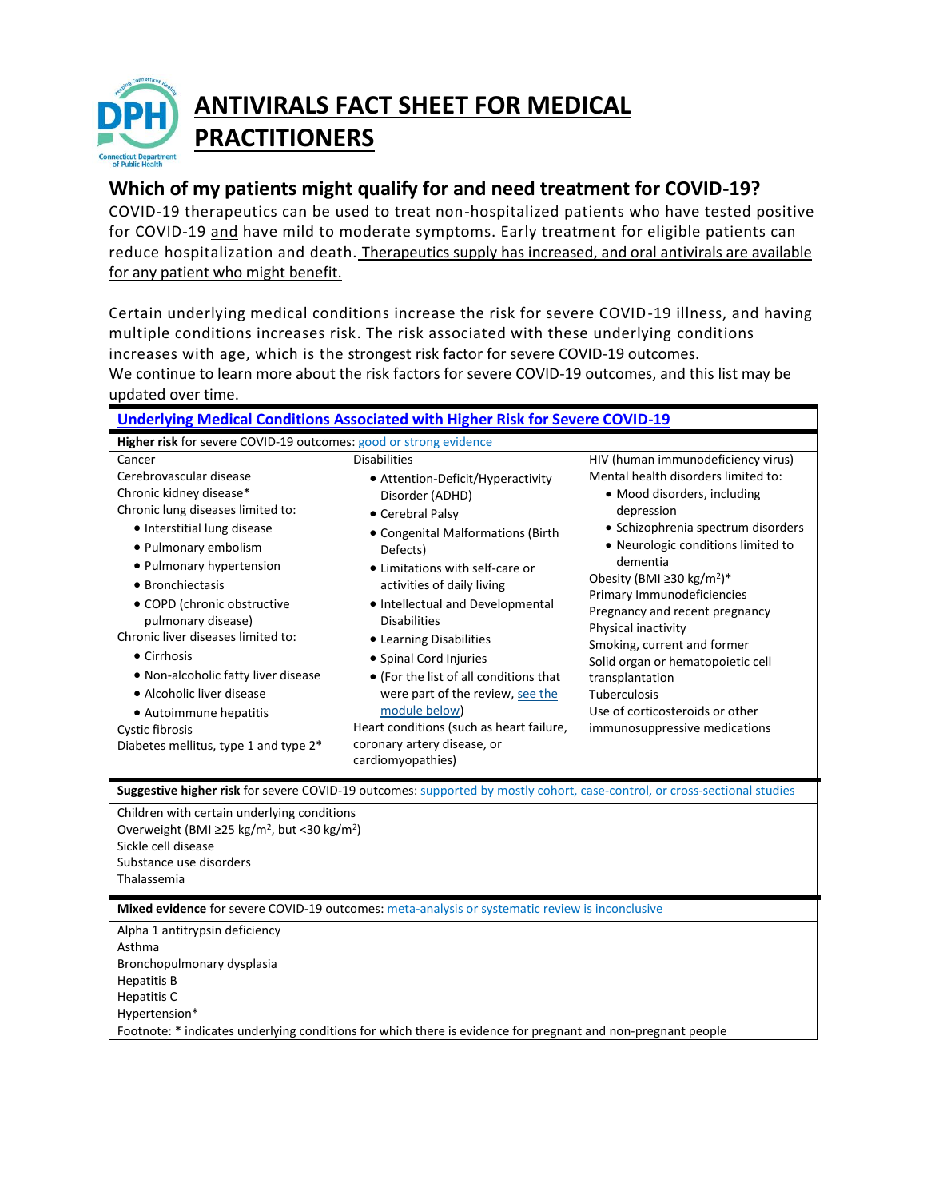# ANTIVIRALS FACT SHEET FOR MEDICAL PRACTITIONERS

## Which of my patients might qualify for and need treatment for COVID-19?

COVID-19 therapeutics can be used to treat non-hospitalized patients who have tested positive for COVID-19 and have mild to moderate symptoms. Early treatment for eligible patients can reduce hospitalization and death. Therapeutics supply has increased, and oral antivirals are available for any patient who might benefit.

Certain underlying medical conditions increase the risk for severe COVID-19 illness, and having multiple conditions increases risk. The risk associated with these underlying conditions increases with age, which is the strongest risk factor for severe COVID-19 outcomes.
We continue to learn more about the risk factors for severe COVID-19 outcomes, and this list may be updated over time.

### Underlying Medical Conditions Associated with Higher Risk for Severe COVID-19

**Higher risk** for severe COVID-19 outcomes: good or strong evidence

Cancer
Cerebrovascular disease
Chronic kidney disease*
Chronic lung diseases limited to:
- Interstitial lung disease
- Pulmonary embolism
- Pulmonary hypertension
- Bronchiectasis
- COPD (chronic obstructive pulmonary disease)

Chronic liver diseases limited to:
- Cirrhosis
- Non-alcoholic fatty liver disease
- Alcoholic liver disease
- Autoimmune hepatitis

Cystic fibrosis
Diabetes mellitus, type 1 and type 2*

Disabilities
- Attention-Deficit/Hyperactivity Disorder (ADHD)
- Cerebral Palsy
- Congenital Malformations (Birth Defects)
- Limitations with self-care or activities of daily living
- Intellectual and Developmental Disabilities
- Learning Disabilities
- Spinal Cord Injuries
- (For the list of all conditions that were part of the review, see the module below)

Heart conditions (such as heart failure, coronary artery disease, or cardiomyopathies)

HIV (human immunodeficiency virus)
Mental health disorders limited to:
- Mood disorders, including depression
- Schizophrenia spectrum disorders
- Neurologic conditions limited to dementia

Obesity (BMI ≥30 kg/m$^2$)*
Primary Immunodeficiencies
Pregnancy and recent pregnancy
Physical inactivity
Smoking, current and former
Solid organ or hematopoietic cell transplantation
Tuberculosis
Use of corticosteroids or other immunosuppressive medications

**Suggestive higher risk** for severe COVID-19 outcomes: supported by mostly cohort, case-control, or cross-sectional studies

Children with certain underlying conditions
Overweight (BMI ≥25 kg/m$^2$, but <30 kg/m$^2$)
Sickle cell disease
Substance use disorders
Thalassemia

**Mixed evidence** for severe COVID-19 outcomes: meta-analysis or systematic review is inconclusive

Alpha 1 antitrypsin deficiency
Asthma
Bronchopulmonary dysplasia
Hepatitis B
Hepatitis C
Hypertension*

Footnote: * indicates underlying conditions for which there is evidence for pregnant and non-pregnant people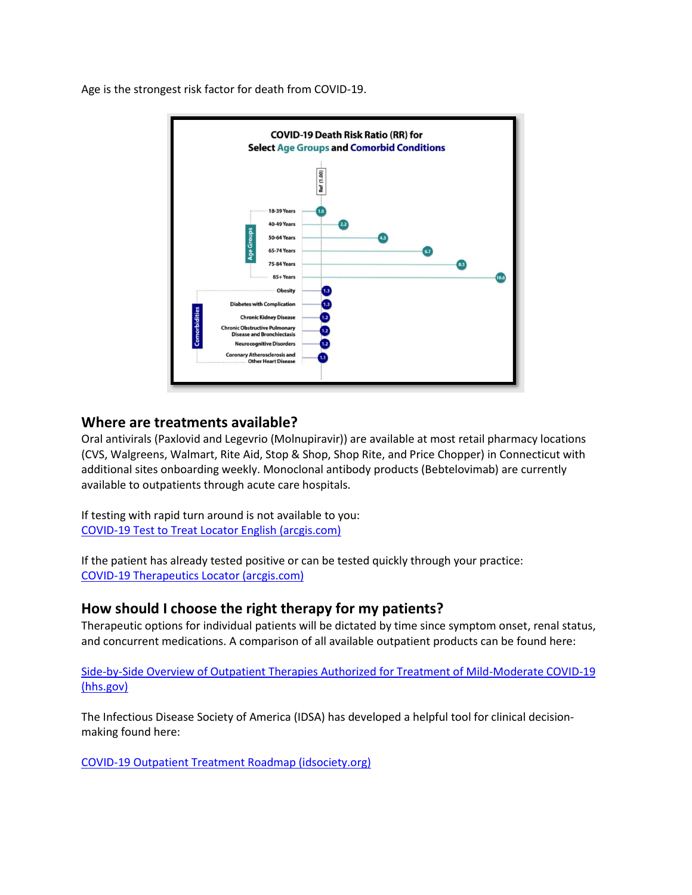Age is the strongest risk factor for death from COVID-19.

**COVID-19 Death Risk Ratio (RR) for Select Age Groups and Comorbid Conditions**

Ref (1.00)

| Category | Group | Risk Ratio |
| --- | --- | --- |
| Age Groups | 18-39 Years | 1.0 |
| Age Groups | 40-49 Years | 2.2 |
| Age Groups | 50-64 Years | 4.3 |
| Age Groups | 65-74 Years | 6.7 |
| Age Groups | 75-84 Years | 8.5 |
| Age Groups | 85+ Years | 10.6 |
| Comorbidities | Obesity | 1.3 |
| Comorbidities | Diabetes with Complication | 1.3 |
| Comorbidities | Chronic Kidney Disease | 1.2 |
| Comorbidities | Chronic Obstructive Pulmonary Disease and Bronchiectasis | 1.2 |
| Comorbidities | Neurocognitive Disorders | 1.2 |
| Comorbidities | Coronary Atherosclerosis and Other Heart Disease | 1.1 |

## Where are treatments available?

Oral antivirals (Paxlovid and Legevrio (Molnupiravir)) are available at most retail pharmacy locations (CVS, Walgreens, Walmart, Rite Aid, Stop & Shop, Shop Rite, and Price Chopper) in Connecticut with additional sites onboarding weekly. Monoclonal antibody products (Bebtelovimab) are currently available to outpatients through acute care hospitals.

If testing with rapid turn around is not available to you:
[COVID-19 Test to Treat Locator English (arcgis.com)]

If the patient has already tested positive or can be tested quickly through your practice:
[COVID-19 Therapeutics Locator (arcgis.com)]

## How should I choose the right therapy for my patients?

Therapeutic options for individual patients will be dictated by time since symptom onset, renal status, and concurrent medications. A comparison of all available outpatient products can be found here:

[Side-by-Side Overview of Outpatient Therapies Authorized for Treatment of Mild-Moderate COVID-19 (hhs.gov)]

The Infectious Disease Society of America (IDSA) has developed a helpful tool for clinical decision-making found here:

[COVID-19 Outpatient Treatment Roadmap (idsociety.org)]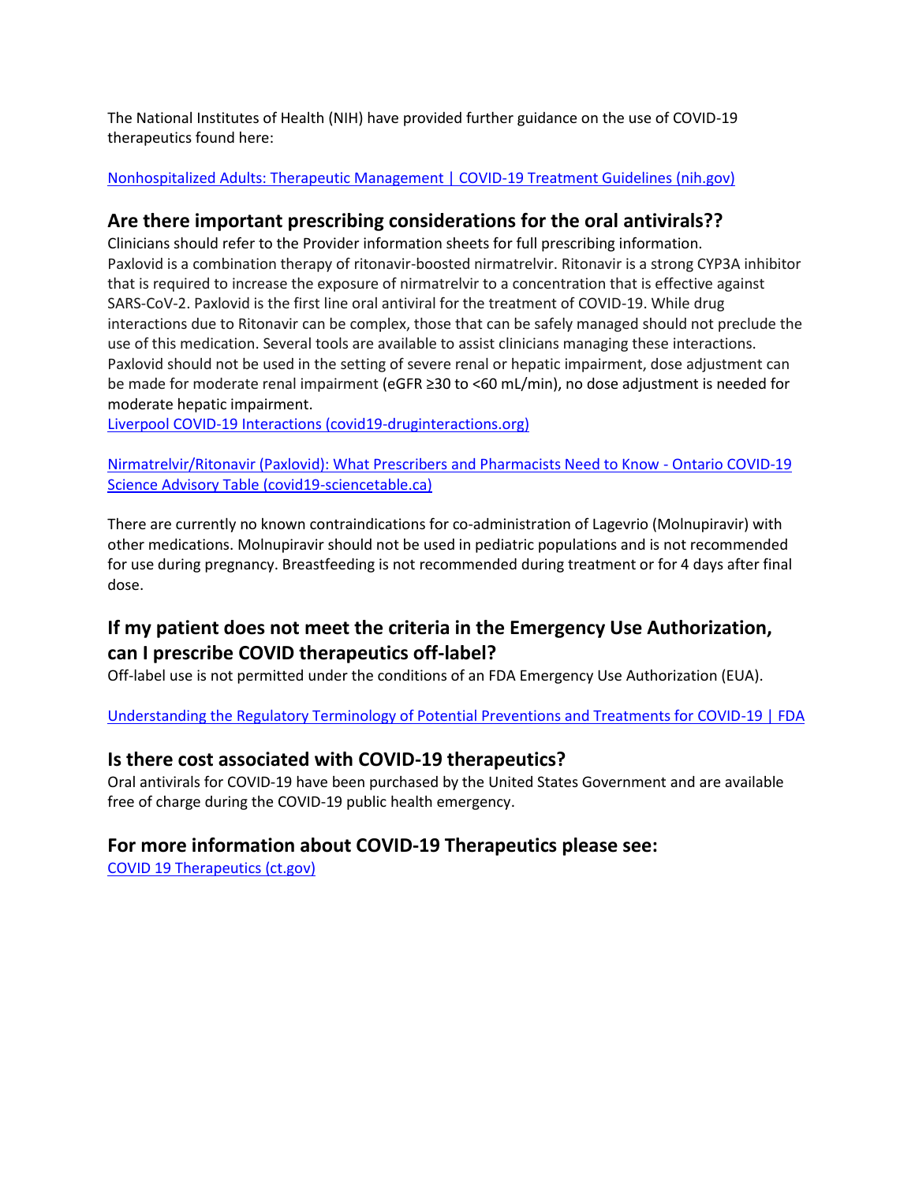The National Institutes of Health (NIH) have provided further guidance on the use of COVID-19 therapeutics found here:

[Nonhospitalized Adults: Therapeutic Management | COVID-19 Treatment Guidelines (nih.gov)]

## Are there important prescribing considerations for the oral antivirals??

Clinicians should refer to the Provider information sheets for full prescribing information.
Paxlovid is a combination therapy of ritonavir-boosted nirmatrelvir. Ritonavir is a strong CYP3A inhibitor that is required to increase the exposure of nirmatrelvir to a concentration that is effective against SARS-CoV-2. Paxlovid is the first line oral antiviral for the treatment of COVID-19. While drug interactions due to Ritonavir can be complex, those that can be safely managed should not preclude the use of this medication. Several tools are available to assist clinicians managing these interactions. Paxlovid should not be used in the setting of severe renal or hepatic impairment, dose adjustment can be made for moderate renal impairment (eGFR ≥30 to <60 mL/min), no dose adjustment is needed for moderate hepatic impairment.
[Liverpool COVID-19 Interactions (covid19-druginteractions.org)]

[Nirmatrelvir/Ritonavir (Paxlovid): What Prescribers and Pharmacists Need to Know - Ontario COVID-19 Science Advisory Table (covid19-sciencetable.ca)]

There are currently no known contraindications for co-administration of Lagevrio (Molnupiravir) with other medications. Molnupiravir should not be used in pediatric populations and is not recommended for use during pregnancy. Breastfeeding is not recommended during treatment or for 4 days after final dose.

## If my patient does not meet the criteria in the Emergency Use Authorization, can I prescribe COVID therapeutics off-label?

Off-label use is not permitted under the conditions of an FDA Emergency Use Authorization (EUA).

[Understanding the Regulatory Terminology of Potential Preventions and Treatments for COVID-19 | FDA]

## Is there cost associated with COVID-19 therapeutics?

Oral antivirals for COVID-19 have been purchased by the United States Government and are available free of charge during the COVID-19 public health emergency.

## For more information about COVID-19 Therapeutics please see:

[COVID 19 Therapeutics (ct.gov)]